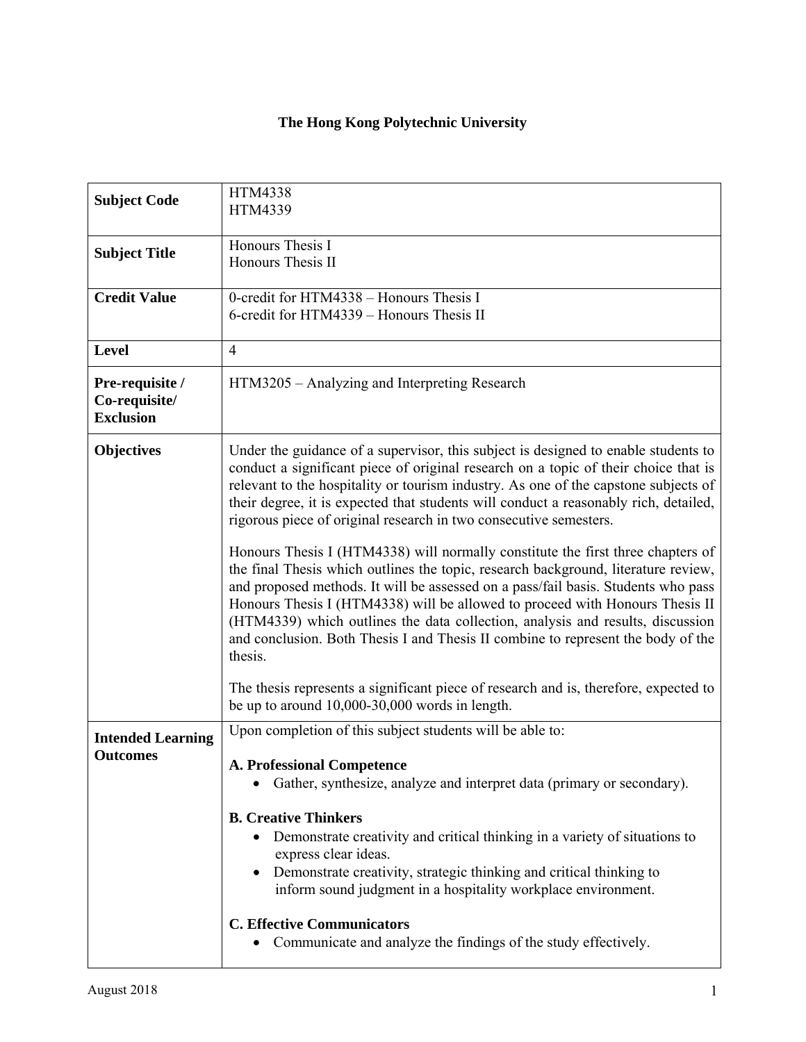**The Hong Kong Polytechnic University**

| | |
|---|---|
| **Subject Code** | HTM4338<br>HTM4339 |
| **Subject Title** | Honours Thesis I<br>Honours Thesis II |
| **Credit Value** | 0-credit for HTM4338 – Honours Thesis I<br>6-credit for HTM4339 – Honours Thesis II |
| **Level** | 4 |
| **Pre-requisite / Co-requisite/ Exclusion** | HTM3205 – Analyzing and Interpreting Research |
| **Objectives** | Under the guidance of a supervisor, this subject is designed to enable students to conduct a significant piece of original research on a topic of their choice that is relevant to the hospitality or tourism industry. As one of the capstone subjects of their degree, it is expected that students will conduct a reasonably rich, detailed, rigorous piece of original research in two consecutive semesters.<br><br>Honours Thesis I (HTM4338) will normally constitute the first three chapters of the final Thesis which outlines the topic, research background, literature review, and proposed methods. It will be assessed on a pass/fail basis. Students who pass Honours Thesis I (HTM4338) will be allowed to proceed with Honours Thesis II (HTM4339) which outlines the data collection, analysis and results, discussion and conclusion. Both Thesis I and Thesis II combine to represent the body of the thesis.<br><br>The thesis represents a significant piece of research and is, therefore, expected to be up to around 10,000-30,000 words in length. |
| **Intended Learning Outcomes** | Upon completion of this subject students will be able to:<br><br>**A. Professional Competence**<br>• Gather, synthesize, analyze and interpret data (primary or secondary).<br><br>**B. Creative Thinkers**<br>• Demonstrate creativity and critical thinking in a variety of situations to express clear ideas.<br>• Demonstrate creativity, strategic thinking and critical thinking to inform sound judgment in a hospitality workplace environment.<br><br>**C. Effective Communicators**<br>• Communicate and analyze the findings of the study effectively. |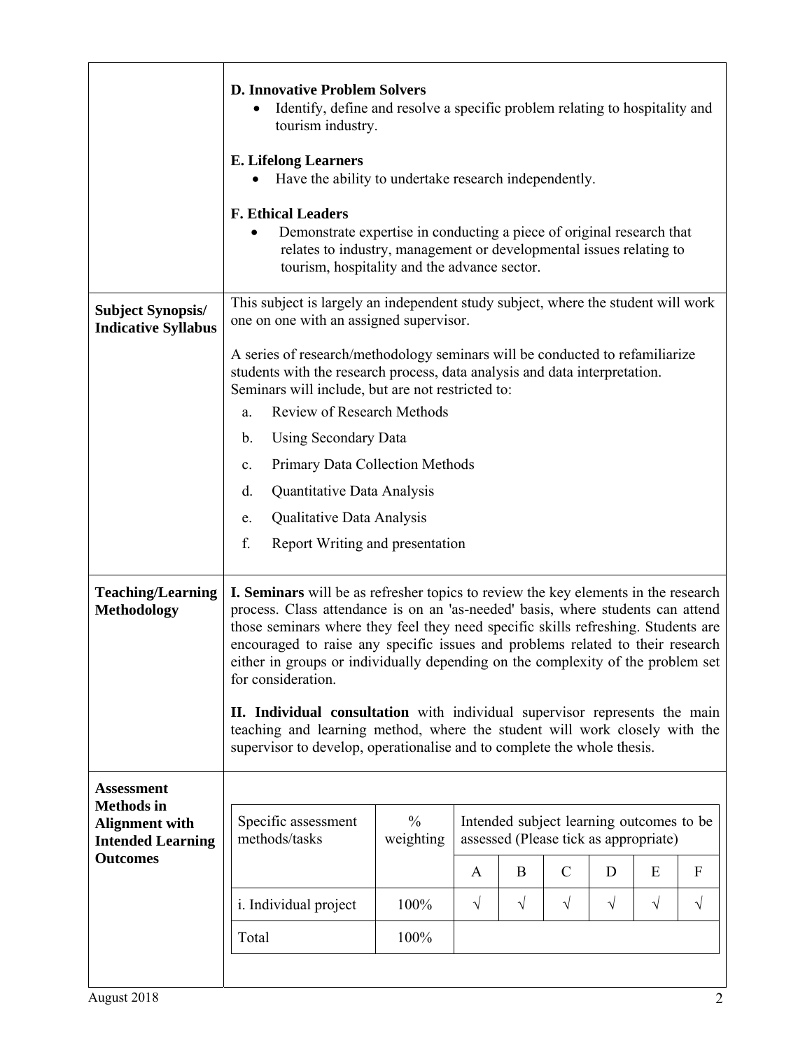| | |
|---|---|
| | **D. Innovative Problem Solvers**<br>• Identify, define and resolve a specific problem relating to hospitality and tourism industry.<br><br>**E. Lifelong Learners**<br>• Have the ability to undertake research independently.<br><br>**F. Ethical Leaders**<br>• Demonstrate expertise in conducting a piece of original research that relates to industry, management or developmental issues relating to tourism, hospitality and the advance sector. |
| **Subject Synopsis/ Indicative Syllabus** | This subject is largely an independent study subject, where the student will work one on one with an assigned supervisor.<br><br>A series of research/methodology seminars will be conducted to refamiliarize students with the research process, data analysis and data interpretation. Seminars will include, but are not restricted to:<br>a. Review of Research Methods<br>b. Using Secondary Data<br>c. Primary Data Collection Methods<br>d. Quantitative Data Analysis<br>e. Qualitative Data Analysis<br>f. Report Writing and presentation |
| **Teaching/Learning Methodology** | **I. Seminars** will be as refresher topics to review the key elements in the research process. Class attendance is on an 'as-needed' basis, where students can attend those seminars where they feel they need specific skills refreshing. Students are encouraged to raise any specific issues and problems related to their research either in groups or individually depending on the complexity of the problem set for consideration.<br><br>**II. Individual consultation** with individual supervisor represents the main teaching and learning method, where the student will work closely with the supervisor to develop, operationalise and to complete the whole thesis. |
| **Assessment Methods in Alignment with Intended Learning Outcomes** | (see table below) |

| Specific assessment methods/tasks | % weighting | Intended subject learning outcomes to be assessed (Please tick as appropriate) | | | | | |
|---|---|---|---|---|---|---|---|
| | | A | B | C | D | E | F |
| i. Individual project | 100% | √ | √ | √ | √ | √ | √ |
| Total | 100% | | | | | | |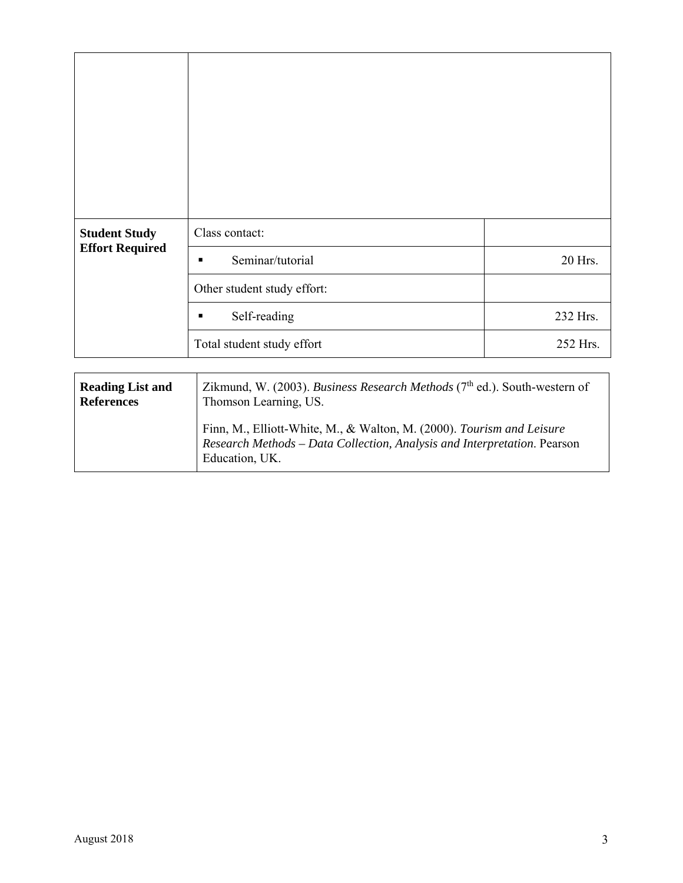| | | |
|---|---|---|
| | | |
| **Student Study Effort Required** | Class contact: | |
| | ▪ Seminar/tutorial | 20 Hrs. |
| | Other student study effort: | |
| | ▪ Self-reading | 232 Hrs. |
| | Total student study effort | 252 Hrs. |

| | |
|---|---|
| **Reading List and References** | Zikmund, W. (2003). *Business Research Methods* (7th ed.). South-western of Thomson Learning, US.<br><br>Finn, M., Elliott-White, M., & Walton, M. (2000). *Tourism and Leisure Research Methods – Data Collection, Analysis and Interpretation*. Pearson Education, UK. |

August 2018